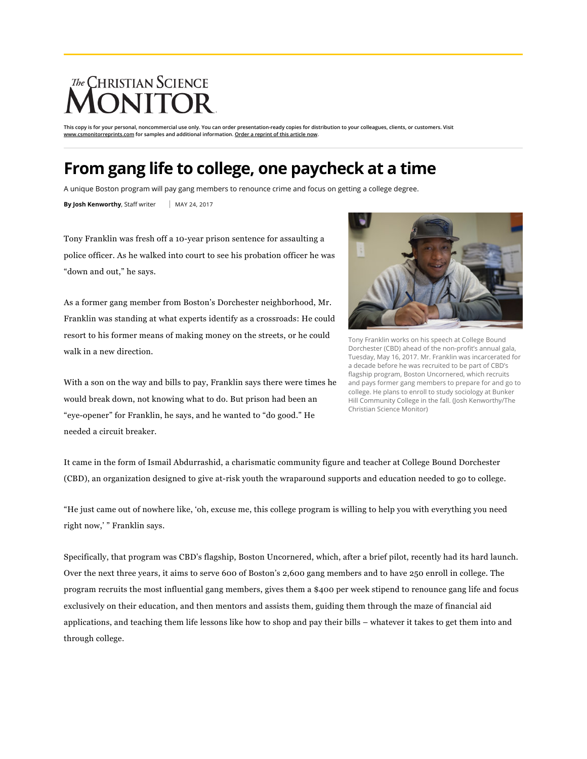This copy is for your personal, noncommercial use only. You can order presentation-ready copies for distribution to your colleagues, clients, or customers. Visit www.csmonitorreprints.com for samples and additional information. Order a reprint of this article now.

# From gang life to college, one paycheck at a time

A unique Boston program will pay gang members to renounce crime and focus on getting a college degree.

**By Josh Kenworthy**, Staff writer | MAY 24, 2017

Tony Franklin was fresh off a 10-year prison sentence for assaulting a police officer. As he walked into court to see his probation officer he was "down and out," he says.

As a former gang member from Boston's Dorchester neighborhood, Mr. Franklin was standing at what experts identify as a crossroads: He could resort to his former means of making money on the streets, or he could walk in a new direction.

With a son on the way and bills to pay, Franklin says there were times he would break down, not knowing what to do. But prison had been an "eye-opener" for Franklin, he says, and he wanted to "do good." He needed a circuit breaker.

Tony Franklin works on his speech at College Bound Dorchester (CBD) ahead of the non-profit's annual gala, Tuesday, May 16, 2017. Mr. Franklin was incarcerated for a decade before he was recruited to be part of CBD's flagship program, Boston Uncornered, which recruits and pays former gang members to prepare for and go to college. He plans to enroll to study sociology at Bunker Hill Community College in the fall. (Josh Kenworthy/The Christian Science Monitor)

It came in the form of Ismail Abdurrashid, a charismatic community figure and teacher at College Bound Dorchester (CBD), an organization designed to give at-risk youth the wraparound supports and education needed to go to college.

"He just came out of nowhere like, 'oh, excuse me, this college program is willing to help you with everything you need right now,' " Franklin says.

Specifically, that program was CBD's flagship, Boston Uncornered, which, after a brief pilot, recently had its hard launch. Over the next three years, it aims to serve 600 of Boston's 2,600 gang members and to have 250 enroll in college. The program recruits the most influential gang members, gives them a $400 per week stipend to renounce gang life and focus exclusively on their education, and then mentors and assists them, guiding them through the maze of financial aid applications, and teaching them life lessons like how to shop and pay their bills – whatever it takes to get them into and through college.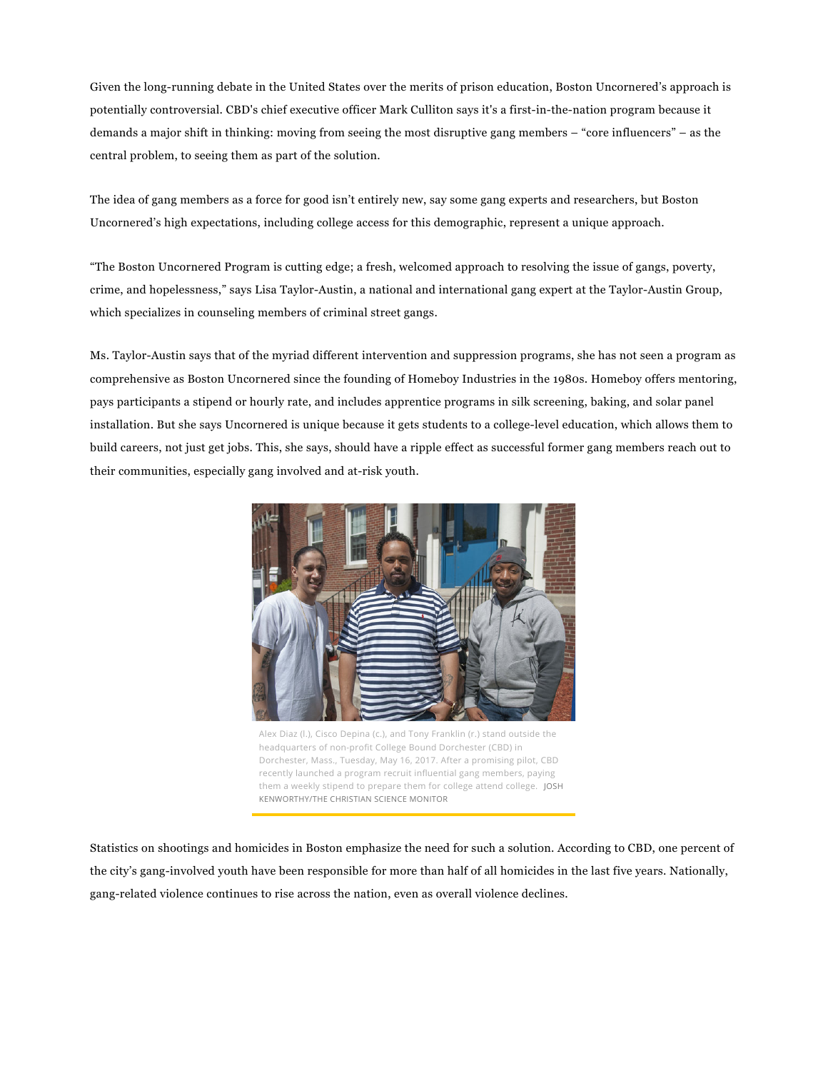Given the long-running debate in the United States over the merits of prison education, Boston Uncornered's approach is potentially controversial. CBD's chief executive officer Mark Culliton says it's a first-in-the-nation program because it demands a major shift in thinking: moving from seeing the most disruptive gang members – "core influencers" – as the central problem, to seeing them as part of the solution.

The idea of gang members as a force for good isn't entirely new, say some gang experts and researchers, but Boston Uncornered's high expectations, including college access for this demographic, represent a unique approach.

"The Boston Uncornered Program is cutting edge; a fresh, welcomed approach to resolving the issue of gangs, poverty, crime, and hopelessness," says Lisa Taylor-Austin, a national and international gang expert at the Taylor-Austin Group, which specializes in counseling members of criminal street gangs.

Ms. Taylor-Austin says that of the myriad different intervention and suppression programs, she has not seen a program as comprehensive as Boston Uncornered since the founding of Homeboy Industries in the 1980s. Homeboy offers mentoring, pays participants a stipend or hourly rate, and includes apprentice programs in silk screening, baking, and solar panel installation. But she says Uncornered is unique because it gets students to a college-level education, which allows them to build careers, not just get jobs. This, she says, should have a ripple effect as successful former gang members reach out to their communities, especially gang involved and at-risk youth.

Alex Diaz (l.), Cisco Depina (c.), and Tony Franklin (r.) stand outside the headquarters of non-profit College Bound Dorchester (CBD) in Dorchester, Mass., Tuesday, May 16, 2017. After a promising pilot, CBD recently launched a program recruit influential gang members, paying them a weekly stipend to prepare them for college attend college. JOSH KENWORTHY/THE CHRISTIAN SCIENCE MONITOR

Statistics on shootings and homicides in Boston emphasize the need for such a solution. According to CBD, one percent of the city's gang-involved youth have been responsible for more than half of all homicides in the last five years. Nationally, gang-related violence continues to rise across the nation, even as overall violence declines.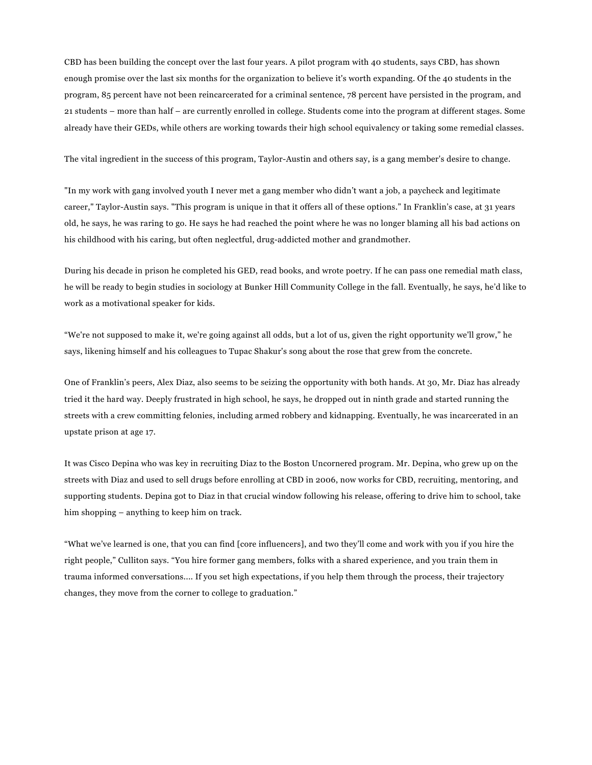CBD has been building the concept over the last four years. A pilot program with 40 students, says CBD, has shown enough promise over the last six months for the organization to believe it's worth expanding. Of the 40 students in the program, 85 percent have not been reincarcerated for a criminal sentence, 78 percent have persisted in the program, and 21 students – more than half – are currently enrolled in college. Students come into the program at different stages. Some already have their GEDs, while others are working towards their high school equivalency or taking some remedial classes.

The vital ingredient in the success of this program, Taylor-Austin and others say, is a gang member's desire to change.

"In my work with gang involved youth I never met a gang member who didn't want a job, a paycheck and legitimate career," Taylor-Austin says. "This program is unique in that it offers all of these options." In Franklin's case, at 31 years old, he says, he was raring to go. He says he had reached the point where he was no longer blaming all his bad actions on his childhood with his caring, but often neglectful, drug-addicted mother and grandmother.

During his decade in prison he completed his GED, read books, and wrote poetry. If he can pass one remedial math class, he will be ready to begin studies in sociology at Bunker Hill Community College in the fall. Eventually, he says, he'd like to work as a motivational speaker for kids.

"We're not supposed to make it, we're going against all odds, but a lot of us, given the right opportunity we'll grow," he says, likening himself and his colleagues to Tupac Shakur's song about the rose that grew from the concrete.

One of Franklin's peers, Alex Diaz, also seems to be seizing the opportunity with both hands. At 30, Mr. Diaz has already tried it the hard way. Deeply frustrated in high school, he says, he dropped out in ninth grade and started running the streets with a crew committing felonies, including armed robbery and kidnapping. Eventually, he was incarcerated in an upstate prison at age 17.

It was Cisco Depina who was key in recruiting Diaz to the Boston Uncornered program. Mr. Depina, who grew up on the streets with Diaz and used to sell drugs before enrolling at CBD in 2006, now works for CBD, recruiting, mentoring, and supporting students. Depina got to Diaz in that crucial window following his release, offering to drive him to school, take him shopping – anything to keep him on track.

"What we've learned is one, that you can find [core influencers], and two they'll come and work with you if you hire the right people," Culliton says. "You hire former gang members, folks with a shared experience, and you train them in trauma informed conversations.... If you set high expectations, if you help them through the process, their trajectory changes, they move from the corner to college to graduation."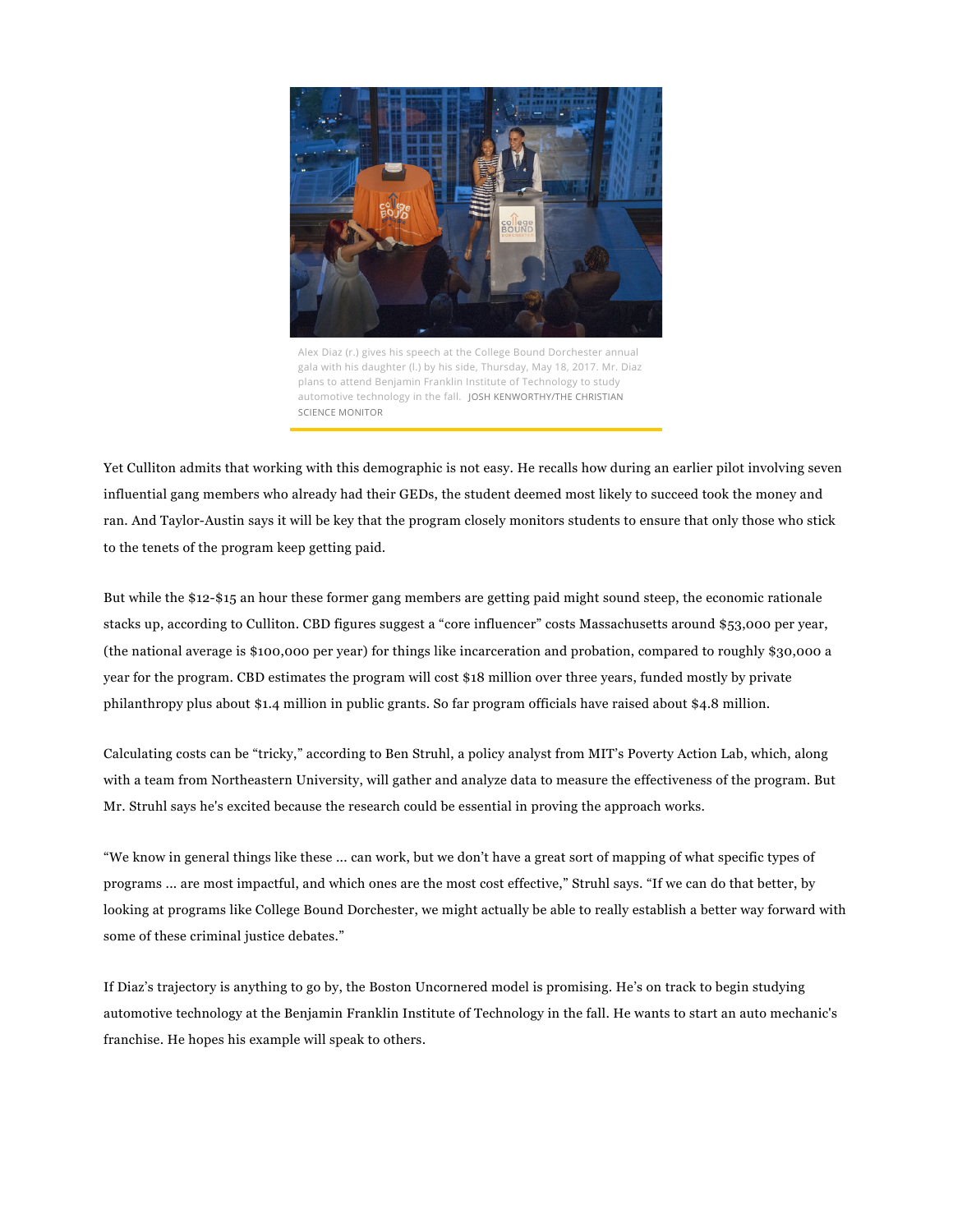Alex Diaz (r.) gives his speech at the College Bound Dorchester annual gala with his daughter (l.) by his side, Thursday, May 18, 2017. Mr. Diaz plans to attend Benjamin Franklin Institute of Technology to study automotive technology in the fall. JOSH KENWORTHY/THE CHRISTIAN SCIENCE MONITOR

Yet Culliton admits that working with this demographic is not easy. He recalls how during an earlier pilot involving seven influential gang members who already had their GEDs, the student deemed most likely to succeed took the money and ran. And Taylor-Austin says it will be key that the program closely monitors students to ensure that only those who stick to the tenets of the program keep getting paid.

But while the $12-$15 an hour these former gang members are getting paid might sound steep, the economic rationale stacks up, according to Culliton. CBD figures suggest a “core influencer” costs Massachusetts around $53,000 per year, (the national average is $100,000 per year) for things like incarceration and probation, compared to roughly $30,000 a year for the program. CBD estimates the program will cost $18 million over three years, funded mostly by private philanthropy plus about $1.4 million in public grants. So far program officials have raised about $4.8 million.

Calculating costs can be “tricky,” according to Ben Struhl, a policy analyst from MIT’s Poverty Action Lab, which, along with a team from Northeastern University, will gather and analyze data to measure the effectiveness of the program. But Mr. Struhl says he's excited because the research could be essential in proving the approach works.

“We know in general things like these ... can work, but we don’t have a great sort of mapping of what specific types of programs ... are most impactful, and which ones are the most cost effective,” Struhl says. “If we can do that better, by looking at programs like College Bound Dorchester, we might actually be able to really establish a better way forward with some of these criminal justice debates.”

If Diaz’s trajectory is anything to go by, the Boston Uncornered model is promising. He’s on track to begin studying automotive technology at the Benjamin Franklin Institute of Technology in the fall. He wants to start an auto mechanic's franchise. He hopes his example will speak to others.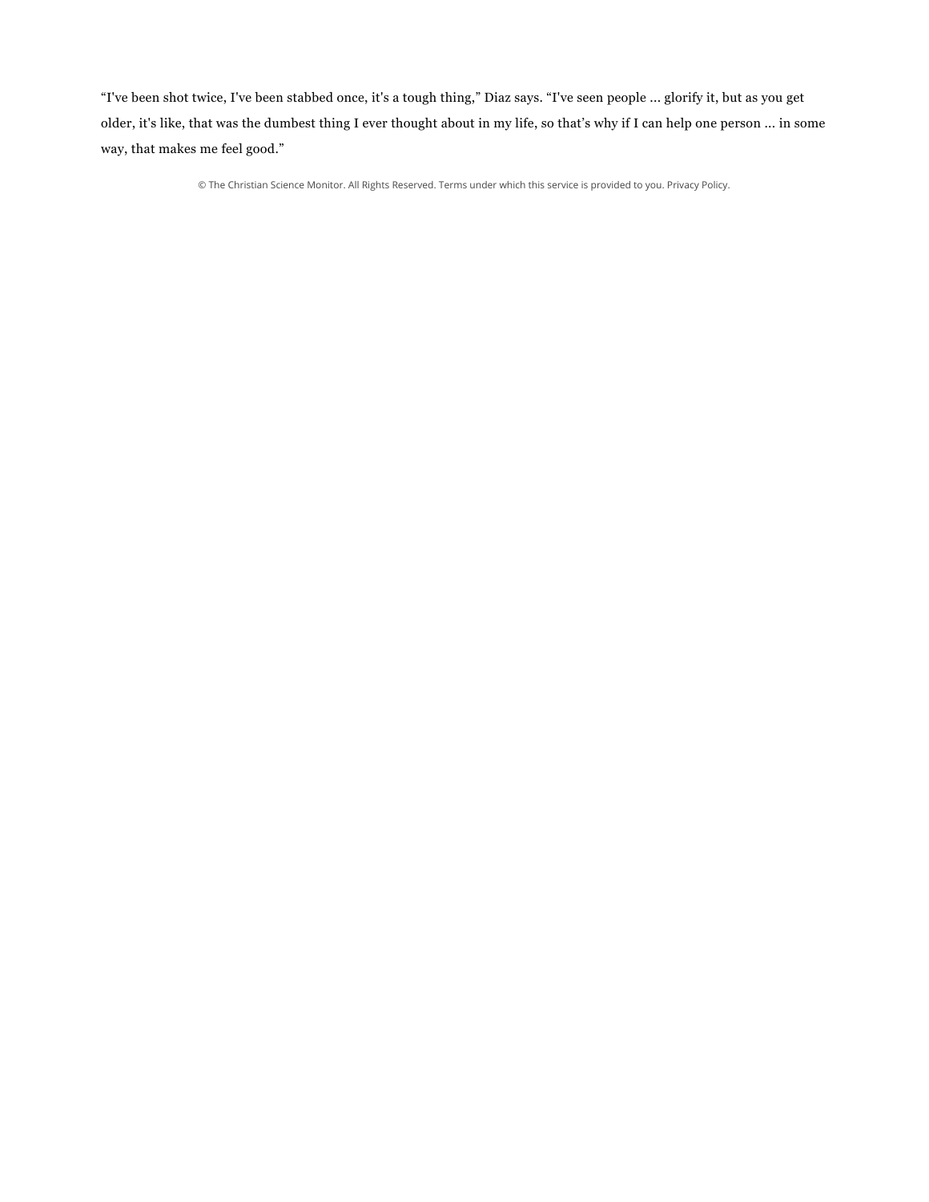“I've been shot twice, I've been stabbed once, it's a tough thing,” Diaz says. “I've seen people ... glorify it, but as you get older, it's like, that was the dumbest thing I ever thought about in my life, so that’s why if I can help one person ... in some way, that makes me feel good.”

© The Christian Science Monitor. All Rights Reserved. Terms under which this service is provided to you. Privacy Policy.